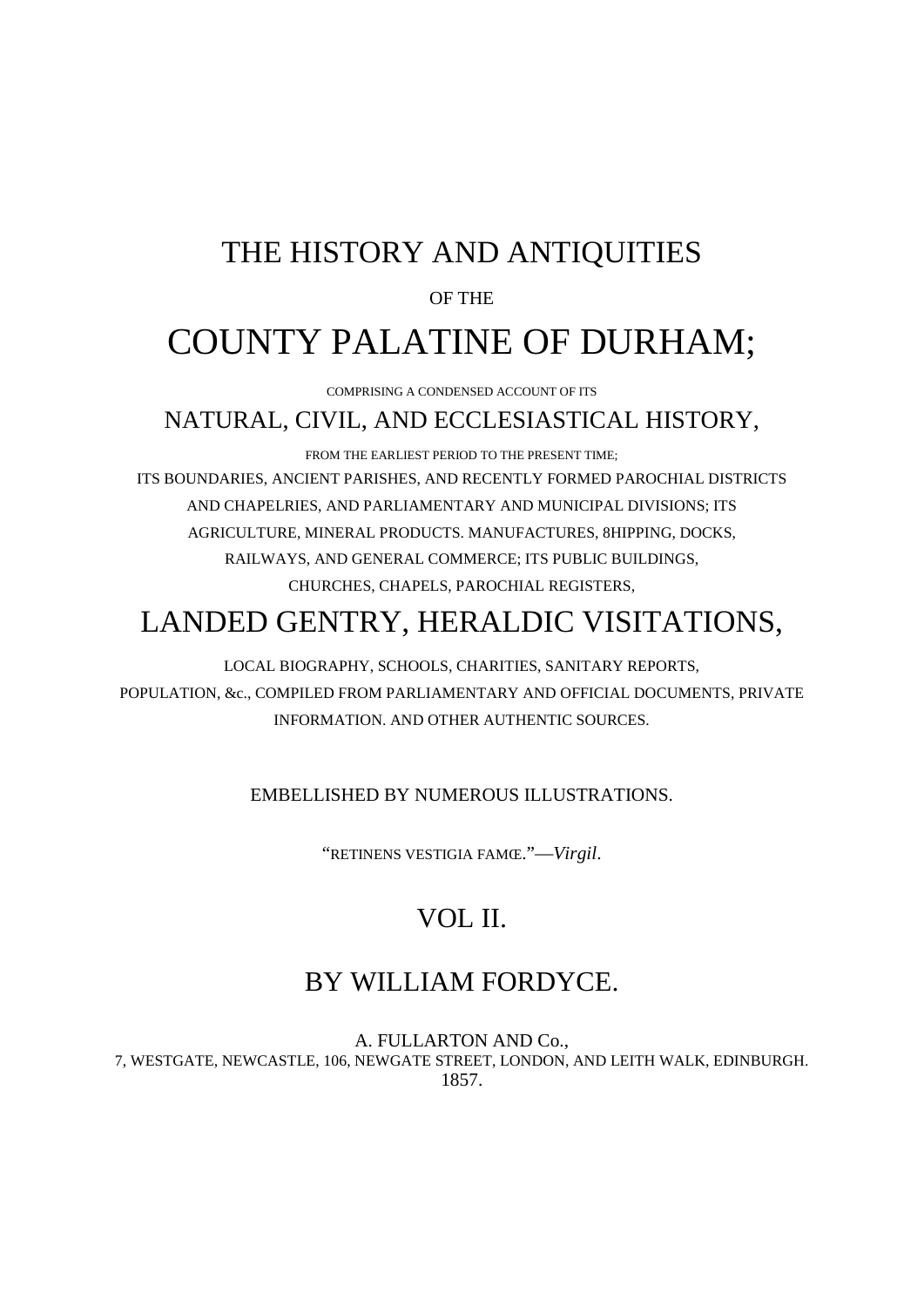# THE HISTORY AND ANTIQUITIES

OF THE

# COUNTY PALATINE OF DURHAM;

COMPRISING A CONDENSED ACCOUNT OF ITS

## NATURAL, CIVIL, AND ECCLESIASTICAL HISTORY,

FROM THE EARLIEST PERIOD TO THE PRESENT TIME;

ITS BOUNDARIES, ANCIENT PARISHES, AND RECENTLY FORMED PAROCHIAL DISTRICTS AND CHAPELRIES, AND PARLIAMENTARY AND MUNICIPAL DIVISIONS; ITS AGRICULTURE, MINERAL PRODUCTS. MANUFACTURES, 8HIPPING, DOCKS, RAILWAYS, AND GENERAL COMMERCE; ITS PUBLIC BUILDINGS, CHURCHES, CHAPELS, PAROCHIAL REGISTERS,

## LANDED GENTRY, HERALDIC VISITATIONS,

LOCAL BIOGRAPHY, SCHOOLS, CHARITIES, SANITARY REPORTS, POPULATION, &c., COMPILED FROM PARLIAMENTARY AND OFFICIAL DOCUMENTS, PRIVATE INFORMATION. AND OTHER AUTHENTIC SOURCES.

EMBELLISHED BY NUMEROUS ILLUSTRATIONS.

"RETINENS VESTIGIA FAMŒ."—*Virgil*.

## VOL II.

## BY WILLIAM FORDYCE.

A. FULLARTON AND Co.,
7, WESTGATE, NEWCASTLE, 106, NEWGATE STREET, LONDON, AND LEITH WALK, EDINBURGH.
1857.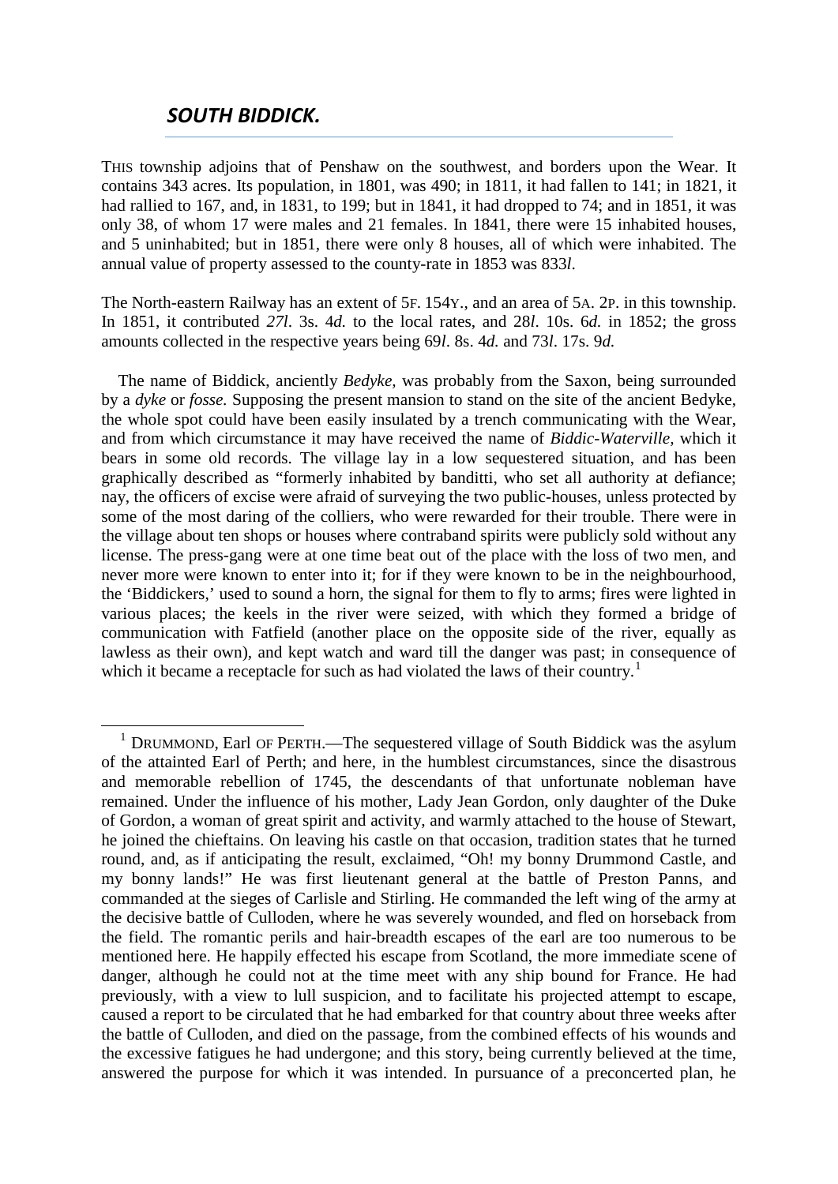## *SOUTH BIDDICK.*

THIS township adjoins that of Penshaw on the southwest, and borders upon the Wear. It contains 343 acres. Its population, in 1801, was 490; in 1811, it had fallen to 141; in 1821, it had rallied to 167, and, in 1831, to 199; but in 1841, it had dropped to 74; and in 1851, it was only 38, of whom 17 were males and 21 females. In 1841, there were 15 inhabited houses, and 5 uninhabited; but in 1851, there were only 8 houses, all of which were inhabited. The annual value of property assessed to the county-rate in 1853 was 833*l*.

The North-eastern Railway has an extent of 5F. 154Y., and an area of 5A. 2P. in this township. In 1851, it contributed *27l.* 3s. 4*d.* to the local rates, and 28*l*. 10s. 6*d.* in 1852; the gross amounts collected in the respective years being 69*l*. 8s. 4*d.* and 73*l*. 17s. 9*d.*

The name of Biddick, anciently *Bedyke,* was probably from the Saxon, being surrounded by a *dyke* or *fosse.* Supposing the present mansion to stand on the site of the ancient Bedyke, the whole spot could have been easily insulated by a trench communicating with the Wear, and from which circumstance it may have received the name of *Biddic-Waterville*, which it bears in some old records. The village lay in a low sequestered situation, and has been graphically described as "formerly inhabited by banditti, who set all authority at defiance; nay, the officers of excise were afraid of surveying the two public-houses, unless protected by some of the most daring of the colliers, who were rewarded for their trouble. There were in the village about ten shops or houses where contraband spirits were publicly sold without any license. The press-gang were at one time beat out of the place with the loss of two men, and never more were known to enter into it; for if they were known to be in the neighbourhood, the 'Biddickers,' used to sound a horn, the signal for them to fly to arms; fires were lighted in various places; the keels in the river were seized, with which they formed a bridge of communication with Fatfield (another place on the opposite side of the river, equally as lawless as their own), and kept watch and ward till the danger was past; in consequence of which it became a receptacle for such as had violated the laws of their country.[1]

---

[1] DRUMMOND, Earl OF PERTH.—The sequestered village of South Biddick was the asylum of the attainted Earl of Perth; and here, in the humblest circumstances, since the disastrous and memorable rebellion of 1745, the descendants of that unfortunate nobleman have remained. Under the influence of his mother, Lady Jean Gordon, only daughter of the Duke of Gordon, a woman of great spirit and activity, and warmly attached to the house of Stewart, he joined the chieftains. On leaving his castle on that occasion, tradition states that he turned round, and, as if anticipating the result, exclaimed, "Oh! my bonny Drummond Castle, and my bonny lands!" He was first lieutenant general at the battle of Preston Panns, and commanded at the sieges of Carlisle and Stirling. He commanded the left wing of the army at the decisive battle of Culloden, where he was severely wounded, and fled on horseback from the field. The romantic perils and hair-breadth escapes of the earl are too numerous to be mentioned here. He happily effected his escape from Scotland, the more immediate scene of danger, although he could not at the time meet with any ship bound for France. He had previously, with a view to lull suspicion, and to facilitate his projected attempt to escape, caused a report to be circulated that he had embarked for that country about three weeks after the battle of Culloden, and died on the passage, from the combined effects of his wounds and the excessive fatigues he had undergone; and this story, being currently believed at the time, answered the purpose for which it was intended. In pursuance of a preconcerted plan, he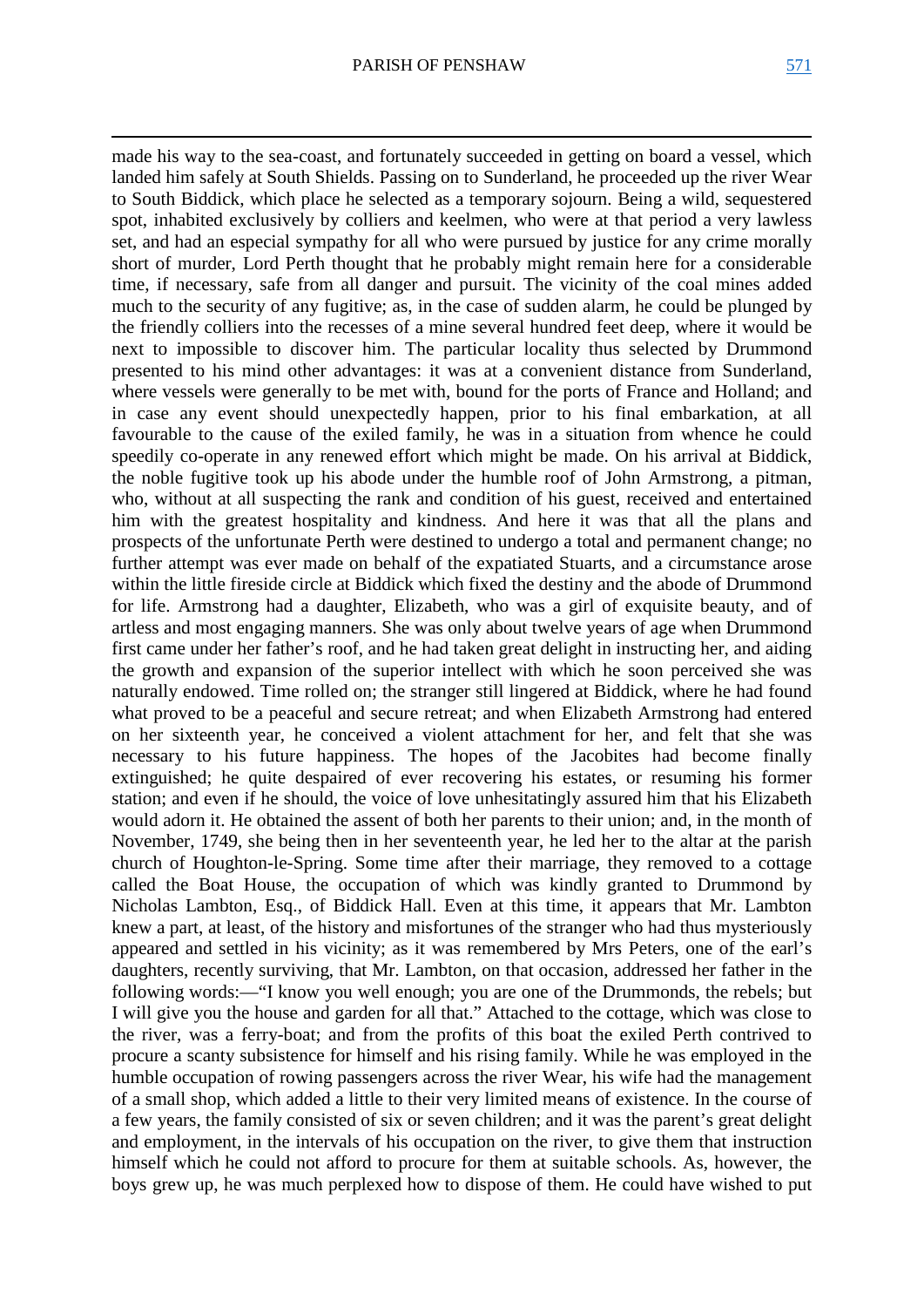made his way to the sea-coast, and fortunately succeeded in getting on board a vessel, which landed him safely at South Shields. Passing on to Sunderland, he proceeded up the river Wear to South Biddick, which place he selected as a temporary sojourn. Being a wild, sequestered spot, inhabited exclusively by colliers and keelmen, who were at that period a very lawless set, and had an especial sympathy for all who were pursued by justice for any crime morally short of murder, Lord Perth thought that he probably might remain here for a considerable time, if necessary, safe from all danger and pursuit. The vicinity of the coal mines added much to the security of any fugitive; as, in the case of sudden alarm, he could be plunged by the friendly colliers into the recesses of a mine several hundred feet deep, where it would be next to impossible to discover him. The particular locality thus selected by Drummond presented to his mind other advantages: it was at a convenient distance from Sunderland, where vessels were generally to be met with, bound for the ports of France and Holland; and in case any event should unexpectedly happen, prior to his final embarkation, at all favourable to the cause of the exiled family, he was in a situation from whence he could speedily co-operate in any renewed effort which might be made. On his arrival at Biddick, the noble fugitive took up his abode under the humble roof of John Armstrong, a pitman, who, without at all suspecting the rank and condition of his guest, received and entertained him with the greatest hospitality and kindness. And here it was that all the plans and prospects of the unfortunate Perth were destined to undergo a total and permanent change; no further attempt was ever made on behalf of the expatiated Stuarts, and a circumstance arose within the little fireside circle at Biddick which fixed the destiny and the abode of Drummond for life. Armstrong had a daughter, Elizabeth, who was a girl of exquisite beauty, and of artless and most engaging manners. She was only about twelve years of age when Drummond first came under her father's roof, and he had taken great delight in instructing her, and aiding the growth and expansion of the superior intellect with which he soon perceived she was naturally endowed. Time rolled on; the stranger still lingered at Biddick, where he had found what proved to be a peaceful and secure retreat; and when Elizabeth Armstrong had entered on her sixteenth year, he conceived a violent attachment for her, and felt that she was necessary to his future happiness. The hopes of the Jacobites had become finally extinguished; he quite despaired of ever recovering his estates, or resuming his former station; and even if he should, the voice of love unhesitatingly assured him that his Elizabeth would adorn it. He obtained the assent of both her parents to their union; and, in the month of November, 1749, she being then in her seventeenth year, he led her to the altar at the parish church of Houghton-le-Spring. Some time after their marriage, they removed to a cottage called the Boat House, the occupation of which was kindly granted to Drummond by Nicholas Lambton, Esq., of Biddick Hall. Even at this time, it appears that Mr. Lambton knew a part, at least, of the history and misfortunes of the stranger who had thus mysteriously appeared and settled in his vicinity; as it was remembered by Mrs Peters, one of the earl's daughters, recently surviving, that Mr. Lambton, on that occasion, addressed her father in the following words:—"I know you well enough; you are one of the Drummonds, the rebels; but I will give you the house and garden for all that." Attached to the cottage, which was close to the river, was a ferry-boat; and from the profits of this boat the exiled Perth contrived to procure a scanty subsistence for himself and his rising family. While he was employed in the humble occupation of rowing passengers across the river Wear, his wife had the management of a small shop, which added a little to their very limited means of existence. In the course of a few years, the family consisted of six or seven children; and it was the parent's great delight and employment, in the intervals of his occupation on the river, to give them that instruction himself which he could not afford to procure for them at suitable schools. As, however, the boys grew up, he was much perplexed how to dispose of them. He could have wished to put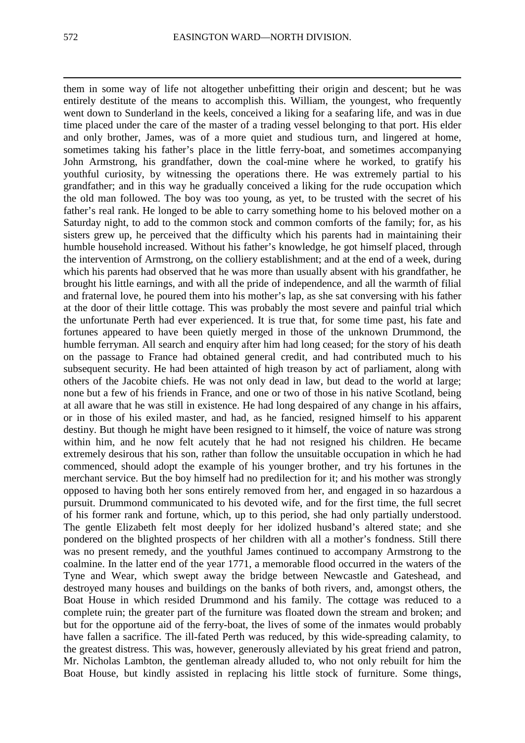them in some way of life not altogether unbefitting their origin and descent; but he was entirely destitute of the means to accomplish this. William, the youngest, who frequently went down to Sunderland in the keels, conceived a liking for a seafaring life, and was in due time placed under the care of the master of a trading vessel belonging to that port. His elder and only brother, James, was of a more quiet and studious turn, and lingered at home, sometimes taking his father's place in the little ferry-boat, and sometimes accompanying John Armstrong, his grandfather, down the coal-mine where he worked, to gratify his youthful curiosity, by witnessing the operations there. He was extremely partial to his grandfather; and in this way he gradually conceived a liking for the rude occupation which the old man followed. The boy was too young, as yet, to be trusted with the secret of his father's real rank. He longed to be able to carry something home to his beloved mother on a Saturday night, to add to the common stock and common comforts of the family; for, as his sisters grew up, he perceived that the difficulty which his parents had in maintaining their humble household increased. Without his father's knowledge, he got himself placed, through the intervention of Armstrong, on the colliery establishment; and at the end of a week, during which his parents had observed that he was more than usually absent with his grandfather, he brought his little earnings, and with all the pride of independence, and all the warmth of filial and fraternal love, he poured them into his mother's lap, as she sat conversing with his father at the door of their little cottage. This was probably the most severe and painful trial which the unfortunate Perth had ever experienced. It is true that, for some time past, his fate and fortunes appeared to have been quietly merged in those of the unknown Drummond, the humble ferryman. All search and enquiry after him had long ceased; for the story of his death on the passage to France had obtained general credit, and had contributed much to his subsequent security. He had been attainted of high treason by act of parliament, along with others of the Jacobite chiefs. He was not only dead in law, but dead to the world at large; none but a few of his friends in France, and one or two of those in his native Scotland, being at all aware that he was still in existence. He had long despaired of any change in his affairs, or in those of his exiled master, and had, as he fancied, resigned himself to his apparent destiny. But though he might have been resigned to it himself, the voice of nature was strong within him, and he now felt acutely that he had not resigned his children. He became extremely desirous that his son, rather than follow the unsuitable occupation in which he had commenced, should adopt the example of his younger brother, and try his fortunes in the merchant service. But the boy himself had no predilection for it; and his mother was strongly opposed to having both her sons entirely removed from her, and engaged in so hazardous a pursuit. Drummond communicated to his devoted wife, and for the first time, the full secret of his former rank and fortune, which, up to this period, she had only partially understood. The gentle Elizabeth felt most deeply for her idolized husband's altered state; and she pondered on the blighted prospects of her children with all a mother's fondness. Still there was no present remedy, and the youthful James continued to accompany Armstrong to the coalmine. In the latter end of the year 1771, a memorable flood occurred in the waters of the Tyne and Wear, which swept away the bridge between Newcastle and Gateshead, and destroyed many houses and buildings on the banks of both rivers, and, amongst others, the Boat House in which resided Drummond and his family. The cottage was reduced to a complete ruin; the greater part of the furniture was floated down the stream and broken; and but for the opportune aid of the ferry-boat, the lives of some of the inmates would probably have fallen a sacrifice. The ill-fated Perth was reduced, by this wide-spreading calamity, to the greatest distress. This was, however, generously alleviated by his great friend and patron, Mr. Nicholas Lambton, the gentleman already alluded to, who not only rebuilt for him the Boat House, but kindly assisted in replacing his little stock of furniture. Some things,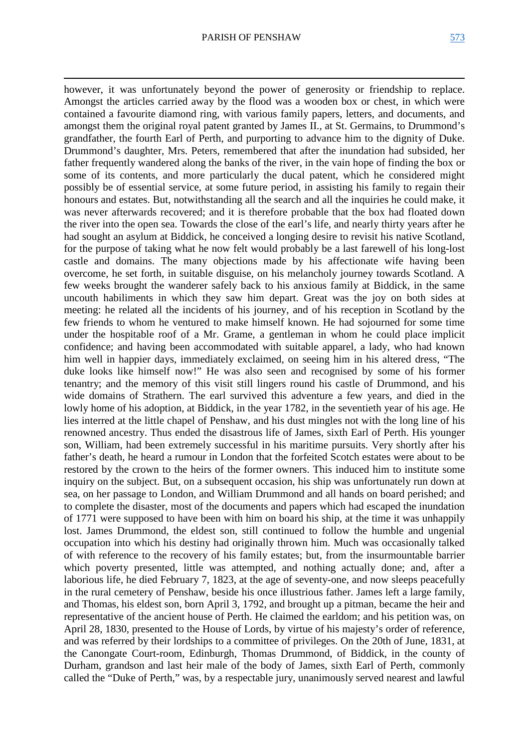however, it was unfortunately beyond the power of generosity or friendship to replace. Amongst the articles carried away by the flood was a wooden box or chest, in which were contained a favourite diamond ring, with various family papers, letters, and documents, and amongst them the original royal patent granted by James II., at St. Germains, to Drummond's grandfather, the fourth Earl of Perth, and purporting to advance him to the dignity of Duke. Drummond's daughter, Mrs. Peters, remembered that after the inundation had subsided, her father frequently wandered along the banks of the river, in the vain hope of finding the box or some of its contents, and more particularly the ducal patent, which he considered might possibly be of essential service, at some future period, in assisting his family to regain their honours and estates. But, notwithstanding all the search and all the inquiries he could make, it was never afterwards recovered; and it is therefore probable that the box had floated down the river into the open sea. Towards the close of the earl's life, and nearly thirty years after he had sought an asylum at Biddick, he conceived a longing desire to revisit his native Scotland, for the purpose of taking what he now felt would probably be a last farewell of his long-lost castle and domains. The many objections made by his affectionate wife having been overcome, he set forth, in suitable disguise, on his melancholy journey towards Scotland. A few weeks brought the wanderer safely back to his anxious family at Biddick, in the same uncouth habiliments in which they saw him depart. Great was the joy on both sides at meeting: he related all the incidents of his journey, and of his reception in Scotland by the few friends to whom he ventured to make himself known. He had sojourned for some time under the hospitable roof of a Mr. Grame, a gentleman in whom he could place implicit confidence; and having been accommodated with suitable apparel, a lady, who had known him well in happier days, immediately exclaimed, on seeing him in his altered dress, "The duke looks like himself now!" He was also seen and recognised by some of his former tenantry; and the memory of this visit still lingers round his castle of Drummond, and his wide domains of Strathern. The earl survived this adventure a few years, and died in the lowly home of his adoption, at Biddick, in the year 1782, in the seventieth year of his age. He lies interred at the little chapel of Penshaw, and his dust mingles not with the long line of his renowned ancestry. Thus ended the disastrous life of James, sixth Earl of Perth. His younger son, William, had been extremely successful in his maritime pursuits. Very shortly after his father's death, he heard a rumour in London that the forfeited Scotch estates were about to be restored by the crown to the heirs of the former owners. This induced him to institute some inquiry on the subject. But, on a subsequent occasion, his ship was unfortunately run down at sea, on her passage to London, and William Drummond and all hands on board perished; and to complete the disaster, most of the documents and papers which had escaped the inundation of 1771 were supposed to have been with him on board his ship, at the time it was unhappily lost. James Drummond, the eldest son, still continued to follow the humble and ungenial occupation into which his destiny had originally thrown him. Much was occasionally talked of with reference to the recovery of his family estates; but, from the insurmountable barrier which poverty presented, little was attempted, and nothing actually done; and, after a laborious life, he died February 7, 1823, at the age of seventy-one, and now sleeps peacefully in the rural cemetery of Penshaw, beside his once illustrious father. James left a large family, and Thomas, his eldest son, born April 3, 1792, and brought up a pitman, became the heir and representative of the ancient house of Perth. He claimed the earldom; and his petition was, on April 28, 1830, presented to the House of Lords, by virtue of his majesty's order of reference, and was referred by their lordships to a committee of privileges. On the 20th of June, 1831, at the Canongate Court-room, Edinburgh, Thomas Drummond, of Biddick, in the county of Durham, grandson and last heir male of the body of James, sixth Earl of Perth, commonly called the "Duke of Perth," was, by a respectable jury, unanimously served nearest and lawful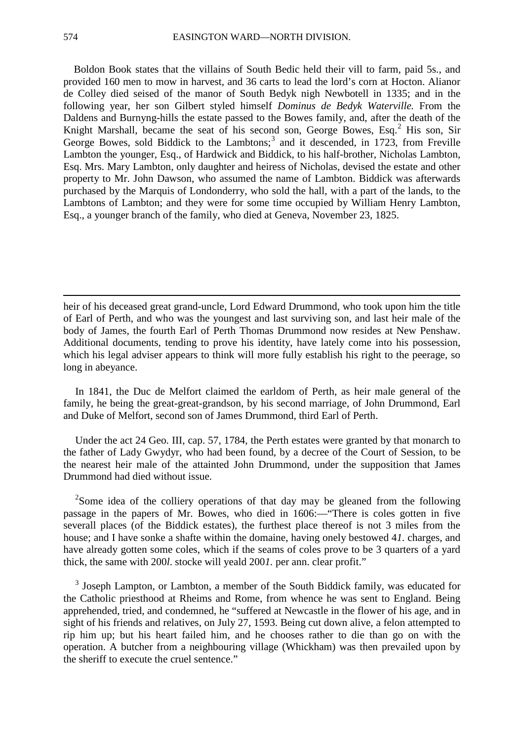Boldon Book states that the villains of South Bedic held their vill to farm, paid 5s., and provided 160 men to mow in harvest, and 36 carts to lead the lord's corn at Hocton. Alianor de Colley died seised of the manor of South Bedyk nigh Newbotell in 1335; and in the following year, her son Gilbert styled himself *Dominus de Bedyk Waterville.* From the Daldens and Burnyng-hills the estate passed to the Bowes family, and, after the death of the Knight Marshall, became the seat of his second son, George Bowes, Esq.[2] His son, Sir George Bowes, sold Biddick to the Lambtons;[3] and it descended, in 1723, from Freville Lambton the younger, Esq., of Hardwick and Biddick, to his half-brother, Nicholas Lambton, Esq. Mrs. Mary Lambton, only daughter and heiress of Nicholas, devised the estate and other property to Mr. John Dawson, who assumed the name of Lambton. Biddick was afterwards purchased by the Marquis of Londonderry, who sold the hall, with a part of the lands, to the Lambtons of Lambton; and they were for some time occupied by William Henry Lambton, Esq., a younger branch of the family, who died at Geneva, November 23, 1825.

---

heir of his deceased great grand-uncle, Lord Edward Drummond, who took upon him the title of Earl of Perth, and who was the youngest and last surviving son, and last heir male of the body of James, the fourth Earl of Perth Thomas Drummond now resides at New Penshaw. Additional documents, tending to prove his identity, have lately come into his possession, which his legal adviser appears to think will more fully establish his right to the peerage, so long in abeyance.

In 1841, the Duc de Melfort claimed the earldom of Perth, as heir male general of the family, he being the great-great-grandson, by his second marriage, of John Drummond, Earl and Duke of Melfort, second son of James Drummond, third Earl of Perth.

Under the act 24 Geo. III, cap. 57, 1784, the Perth estates were granted by that monarch to the father of Lady Gwydyr, who had been found, by a decree of the Court of Session, to be the nearest heir male of the attainted John Drummond, under the supposition that James Drummond had died without issue.

[2]Some idea of the colliery operations of that day may be gleaned from the following passage in the papers of Mr. Bowes, who died in 1606:—"There is coles gotten in five severall places (of the Biddick estates), the furthest place thereof is not 3 miles from the house; and I have sonke a shafte within the domaine, having onely bestowed 4*l.* charges, and have already gotten some coles, which if the seams of coles prove to be 3 quarters of a yard thick, the same with 200*l*. stocke will yeald 200*l.* per ann. clear profit."

[3] Joseph Lampton, or Lambton, a member of the South Biddick family, was educated for the Catholic priesthood at Rheims and Rome, from whence he was sent to England. Being apprehended, tried, and condemned, he "suffered at Newcastle in the flower of his age, and in sight of his friends and relatives, on July 27, 1593. Being cut down alive, a felon attempted to rip him up; but his heart failed him, and he chooses rather to die than go on with the operation. A butcher from a neighbouring village (Whickham) was then prevailed upon by the sheriff to execute the cruel sentence."